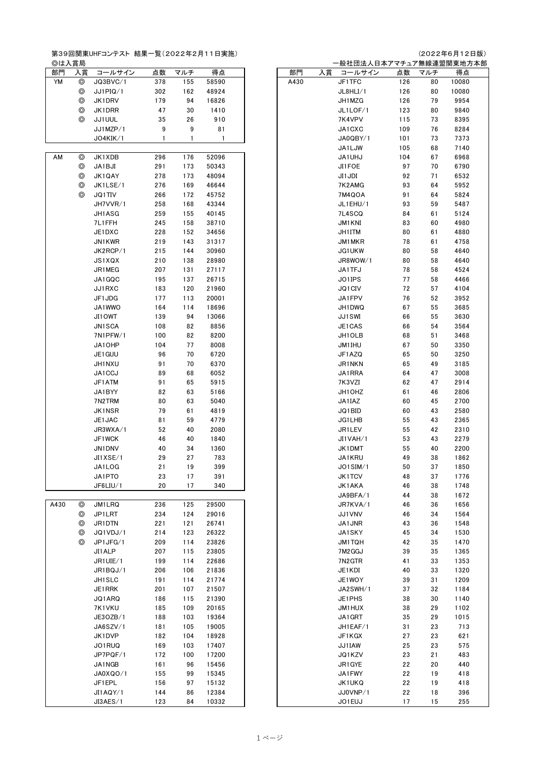第39回関東UHFコンテスト 結果一覧（2022年2月11日実施）

（2022年6月12日版）

◎は入賞局

一般社団法人日本アマチュア無線連盟関東地方本部

| 部門 | 入賞 | コールサイン | 点数 | マルチ | 得点 |
|---|---|---|---|---|---|
| YM | ◎ | JQ3BVC/1 | 378 | 155 | 58590 |
| | ◎ | JJ1PIQ/1 | 302 | 162 | 48924 |
| | ◎ | JK1DRV | 179 | 94 | 16826 |
| | ◎ | JK1DRR | 47 | 30 | 1410 |
| | ◎ | JJ1UUL | 35 | 26 | 910 |
| | | JJ1MZP/1 | 9 | 9 | 81 |
| | | JO4KIK/1 | 1 | 1 | 1 |

| 部門 | 入賞 | コールサイン | 点数 | マルチ | 得点 |
|---|---|---|---|---|---|
| AM | ◎ | JK1XDB | 296 | 176 | 52096 |
| | ◎ | JA1BJI | 291 | 173 | 50343 |
| | ◎ | JK1QAY | 278 | 173 | 48094 |
| | ◎ | JK1LSE/1 | 276 | 169 | 46644 |
| | ◎ | JQ1TIV | 266 | 172 | 45752 |
| | | JH7VVR/1 | 258 | 168 | 43344 |
| | | JH1ASG | 259 | 155 | 40145 |
| | | 7L1FFH | 245 | 158 | 38710 |
| | | JE1DXC | 228 | 152 | 34656 |
| | | JN1KWR | 219 | 143 | 31317 |
| | | JK2RCP/1 | 215 | 144 | 30960 |
| | | JS1XQX | 210 | 138 | 28980 |
| | | JR1MEG | 207 | 131 | 27117 |
| | | JA1GQC | 195 | 137 | 26715 |
| | | JJ1RXC | 183 | 120 | 21960 |
| | | JF1JDG | 177 | 113 | 20001 |
| | | JA1WWO | 164 | 114 | 18696 |
| | | JI1OWT | 139 | 94 | 13066 |
| | | JN1SCA | 108 | 82 | 8856 |
| | | 7N1PFW/1 | 100 | 82 | 8200 |
| | | JA1OHP | 104 | 77 | 8008 |
| | | JE1GUU | 96 | 70 | 6720 |
| | | JH1NXU | 91 | 70 | 6370 |
| | | JA1CCJ | 89 | 68 | 6052 |
| | | JF1ATM | 91 | 65 | 5915 |
| | | JA1BYY | 82 | 63 | 5166 |
| | | 7N2TRM | 80 | 63 | 5040 |
| | | JK1NSR | 79 | 61 | 4819 |
| | | JE1JAC | 81 | 59 | 4779 |
| | | JR3WXA/1 | 52 | 40 | 2080 |
| | | JF1WCK | 46 | 40 | 1840 |
| | | JN1DNV | 40 | 34 | 1360 |
| | | JI1XSE/1 | 29 | 27 | 783 |
| | | JA1LOG | 21 | 19 | 399 |
| | | JA1PTO | 23 | 17 | 391 |
| | | JF6LIU/1 | 20 | 17 | 340 |

| 部門 | 入賞 | コールサイン | 点数 | マルチ | 得点 |
|---|---|---|---|---|---|
| A430 | ◎ | JM1LRQ | 236 | 125 | 29500 |
| | ◎ | JP1LRT | 234 | 124 | 29016 |
| | ◎ | JR1DTN | 221 | 121 | 26741 |
| | ◎ | JQ1VDJ/1 | 214 | 123 | 26322 |
| | ◎ | JP1JFG/1 | 209 | 114 | 23826 |
| | | JI1ALP | 207 | 115 | 23805 |
| | | JR1UIE/1 | 199 | 114 | 22686 |
| | | JR1BQJ/1 | 206 | 106 | 21836 |
| | | JH1SLC | 191 | 114 | 21774 |
| | | JE1RRK | 201 | 107 | 21507 |
| | | JQ1ARQ | 186 | 115 | 21390 |
| | | 7K1VKU | 185 | 109 | 20165 |
| | | JE3OZB/1 | 188 | 103 | 19364 |
| | | JA6SZV/1 | 181 | 105 | 19005 |
| | | JK1DVP | 182 | 104 | 18928 |
| | | JO1RUQ | 169 | 103 | 17407 |
| | | JP7PQF/1 | 172 | 100 | 17200 |
| | | JA1NGB | 161 | 96 | 15456 |
| | | JA0XQO/1 | 155 | 99 | 15345 |
| | | JF1EPL | 156 | 97 | 15132 |
| | | JI1AQY/1 | 144 | 86 | 12384 |
| | | JI3AES/1 | 123 | 84 | 10332 |
| A430 | | JF1TFC | 126 | 80 | 10080 |
| | | JL8HLI/1 | 126 | 80 | 10080 |
| | | JH1MZG | 126 | 79 | 9954 |
| | | JL1LOF/1 | 123 | 80 | 9840 |
| | | 7K4VPV | 115 | 73 | 8395 |
| | | JA1CXC | 109 | 76 | 8284 |
| | | JA0QBY/1 | 101 | 73 | 7373 |
| | | JA1LJW | 105 | 68 | 7140 |
| | | JA1UHJ | 104 | 67 | 6968 |
| | | JI1FOE | 97 | 70 | 6790 |
| | | JI1JDI | 92 | 71 | 6532 |
| | | 7K2AMG | 93 | 64 | 5952 |
| | | 7M4QOA | 91 | 64 | 5824 |
| | | JL1EHU/1 | 93 | 59 | 5487 |
| | | 7L4SCQ | 84 | 61 | 5124 |
| | | JM1KNI | 83 | 60 | 4980 |
| | | JH1ITM | 80 | 61 | 4880 |
| | | JM1MKR | 78 | 61 | 4758 |
| | | JG1UKW | 80 | 58 | 4640 |
| | | JR8WOW/1 | 80 | 58 | 4640 |
| | | JA1TFJ | 78 | 58 | 4524 |
| | | JO1IPS | 77 | 58 | 4466 |
| | | JQ1CIV | 72 | 57 | 4104 |
| | | JA1FPV | 76 | 52 | 3952 |
| | | JH1DWQ | 67 | 55 | 3685 |
| | | JJ1SWI | 66 | 55 | 3630 |
| | | JE1CAS | 66 | 54 | 3564 |
| | | JH1OLB | 68 | 51 | 3468 |
| | | JM1IHU | 67 | 50 | 3350 |
| | | JF1AZQ | 65 | 50 | 3250 |
| | | JR1NKN | 65 | 49 | 3185 |
| | | JA1RRA | 64 | 47 | 3008 |
| | | 7K3VZI | 62 | 47 | 2914 |
| | | JH1OHZ | 61 | 46 | 2806 |
| | | JA1IAZ | 60 | 45 | 2700 |
| | | JQ1BID | 60 | 43 | 2580 |
| | | JG1LHB | 55 | 43 | 2365 |
| | | JR1LEV | 55 | 42 | 2310 |
| | | JI1VAH/1 | 53 | 43 | 2279 |
| | | JK1DMT | 55 | 40 | 2200 |
| | | JA1KRU | 49 | 38 | 1862 |
| | | JO1SIM/1 | 50 | 37 | 1850 |
| | | JK1TCV | 48 | 37 | 1776 |
| | | JK1AKA | 46 | 38 | 1748 |
| | | JA9BFA/1 | 44 | 38 | 1672 |
| | | JR7KVA/1 | 46 | 36 | 1656 |
| | | JJ1VNV | 46 | 34 | 1564 |
| | | JA1JNR | 43 | 36 | 1548 |
| | | JA1SKY | 45 | 34 | 1530 |
| | | JM1TQH | 42 | 35 | 1470 |
| | | 7M2GGJ | 39 | 35 | 1365 |
| | | 7N2GTR | 41 | 33 | 1353 |
| | | JE1KDI | 40 | 33 | 1320 |
| | | JE1WOY | 39 | 31 | 1209 |
| | | JA2SWH/1 | 37 | 32 | 1184 |
| | | JE1PHS | 38 | 30 | 1140 |
| | | JM1HUX | 38 | 29 | 1102 |
| | | JA1GRT | 35 | 29 | 1015 |
| | | JH1EAF/1 | 31 | 23 | 713 |
| | | JF1KGX | 27 | 23 | 621 |
| | | JJ1IAW | 25 | 23 | 575 |
| | | JQ1KZV | 23 | 21 | 483 |
| | | JR1GYE | 22 | 20 | 440 |
| | | JA1FWY | 22 | 19 | 418 |
| | | JK1UKQ | 22 | 19 | 418 |
| | | JJ0VNP/1 | 22 | 18 | 396 |
| | | JO1EUJ | 17 | 15 | 255 |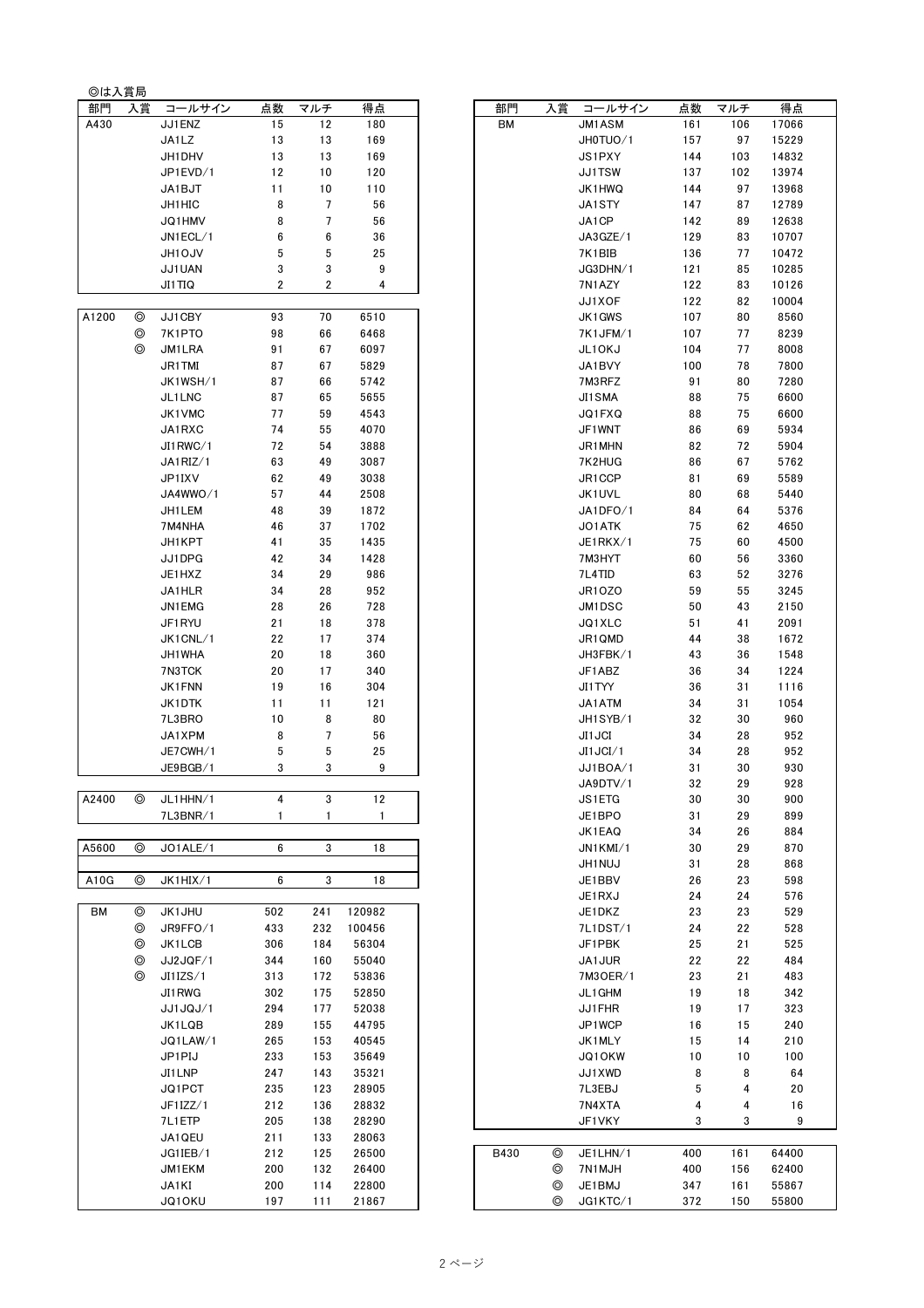◎は入賞局

| 部門 | 入賞 | コールサイン | 点数 | マルチ | 得点 |
|---|---|---|---|---|---|
| A430 | | JJ1ENZ | 15 | 12 | 180 |
| | | JA1LZ | 13 | 13 | 169 |
| | | JH1DHV | 13 | 13 | 169 |
| | | JP1EVD/1 | 12 | 10 | 120 |
| | | JA1BJT | 11 | 10 | 110 |
| | | JH1HIC | 8 | 7 | 56 |
| | | JQ1HMV | 8 | 7 | 56 |
| | | JN1ECL/1 | 6 | 6 | 36 |
| | | JH1OJV | 5 | 5 | 25 |
| | | JJ1UAN | 3 | 3 | 9 |
| | | JI1TIQ | 2 | 2 | 4 |

| 部門 | 入賞 | コールサイン | 点数 | マルチ | 得点 |
|---|---|---|---|---|---|
| A1200 | ◎ | JJ1CBY | 93 | 70 | 6510 |
| | ◎ | 7K1PTO | 98 | 66 | 6468 |
| | ◎ | JM1LRA | 91 | 67 | 6097 |
| | | JR1TMI | 87 | 67 | 5829 |
| | | JK1WSH/1 | 87 | 66 | 5742 |
| | | JL1LNC | 87 | 65 | 5655 |
| | | JK1VMC | 77 | 59 | 4543 |
| | | JA1RXC | 74 | 55 | 4070 |
| | | JI1RWC/1 | 72 | 54 | 3888 |
| | | JA1RIZ/1 | 63 | 49 | 3087 |
| | | JP1IXV | 62 | 49 | 3038 |
| | | JA4WWO/1 | 57 | 44 | 2508 |
| | | JH1LEM | 48 | 39 | 1872 |
| | | 7M4NHA | 46 | 37 | 1702 |
| | | JH1KPT | 41 | 35 | 1435 |
| | | JJ1DPG | 42 | 34 | 1428 |
| | | JE1HXZ | 34 | 29 | 986 |
| | | JA1HLR | 34 | 28 | 952 |
| | | JN1EMG | 28 | 26 | 728 |
| | | JF1RYU | 21 | 18 | 378 |
| | | JK1CNL/1 | 22 | 17 | 374 |
| | | JH1WHA | 20 | 18 | 360 |
| | | 7N3TCK | 20 | 17 | 340 |
| | | JK1FNN | 19 | 16 | 304 |
| | | JK1DTK | 11 | 11 | 121 |
| | | 7L3BRO | 10 | 8 | 80 |
| | | JA1XPM | 8 | 7 | 56 |
| | | JE7CWH/1 | 5 | 5 | 25 |
| | | JE9BGB/1 | 3 | 3 | 9 |

| 部門 | 入賞 | コールサイン | 点数 | マルチ | 得点 |
|---|---|---|---|---|---|
| A2400 | ◎ | JL1HHN/1 | 4 | 3 | 12 |
| | | 7L3BNR/1 | 1 | 1 | 1 |

| 部門 | 入賞 | コールサイン | 点数 | マルチ | 得点 |
|---|---|---|---|---|---|
| A5600 | ◎ | JO1ALE/1 | 6 | 3 | 18 |

| 部門 | 入賞 | コールサイン | 点数 | マルチ | 得点 |
|---|---|---|---|---|---|
| A10G | ◎ | JK1HIX/1 | 6 | 3 | 18 |

| 部門 | 入賞 | コールサイン | 点数 | マルチ | 得点 |
|---|---|---|---|---|---|
| BM | ◎ | JK1JHU | 502 | 241 | 120982 |
| | ◎ | JR9FFO/1 | 433 | 232 | 100456 |
| | ◎ | JK1LCB | 306 | 184 | 56304 |
| | ◎ | JJ2JQF/1 | 344 | 160 | 55040 |
| | ◎ | JI1IZS/1 | 313 | 172 | 53836 |
| | | JI1RWG | 302 | 175 | 52850 |
| | | JJ1JQJ/1 | 294 | 177 | 52038 |
| | | JK1LQB | 289 | 155 | 44795 |
| | | JQ1LAW/1 | 265 | 153 | 40545 |
| | | JP1PIJ | 233 | 153 | 35649 |
| | | JI1LNP | 247 | 143 | 35321 |
| | | JQ1PCT | 235 | 123 | 28905 |
| | | JF1IZZ/1 | 212 | 136 | 28832 |
| | | 7L1ETP | 205 | 138 | 28290 |
| | | JA1QEU | 211 | 133 | 28063 |
| | | JG1IEB/1 | 212 | 125 | 26500 |
| | | JM1EKM | 200 | 132 | 26400 |
| | | JA1KI | 200 | 114 | 22800 |
| | | JQ1OKU | 197 | 111 | 21867 |
| | | JM1ASM | 161 | 106 | 17066 |
| | | JH0TUO/1 | 157 | 97 | 15229 |
| | | JS1PXY | 144 | 103 | 14832 |
| | | JJ1TSW | 137 | 102 | 13974 |
| | | JK1HWQ | 144 | 97 | 13968 |
| | | JA1STY | 147 | 87 | 12789 |
| | | JA1CP | 142 | 89 | 12638 |
| | | JA3GZE/1 | 129 | 83 | 10707 |
| | | 7K1BIB | 136 | 77 | 10472 |
| | | JG3DHN/1 | 121 | 85 | 10285 |
| | | 7N1AZY | 122 | 83 | 10126 |
| | | JJ1XOF | 122 | 82 | 10004 |
| | | JK1GWS | 107 | 80 | 8560 |
| | | 7K1JFM/1 | 107 | 77 | 8239 |
| | | JL1OKJ | 104 | 77 | 8008 |
| | | JA1BVY | 100 | 78 | 7800 |
| | | 7M3RFZ | 91 | 80 | 7280 |
| | | JI1SMA | 88 | 75 | 6600 |
| | | JQ1FXQ | 88 | 75 | 6600 |
| | | JF1WNT | 86 | 69 | 5934 |
| | | JR1MHN | 82 | 72 | 5904 |
| | | 7K2HUG | 86 | 67 | 5762 |
| | | JR1CCP | 81 | 69 | 5589 |
| | | JK1UVL | 80 | 68 | 5440 |
| | | JA1DFO/1 | 84 | 64 | 5376 |
| | | JO1ATK | 75 | 62 | 4650 |
| | | JE1RKX/1 | 75 | 60 | 4500 |
| | | 7M3HYT | 60 | 56 | 3360 |
| | | 7L4TID | 63 | 52 | 3276 |
| | | JR1OZO | 59 | 55 | 3245 |
| | | JM1DSC | 50 | 43 | 2150 |
| | | JQ1XLC | 51 | 41 | 2091 |
| | | JR1QMD | 44 | 38 | 1672 |
| | | JH3FBK/1 | 43 | 36 | 1548 |
| | | JF1ABZ | 36 | 34 | 1224 |
| | | JI1TYY | 36 | 31 | 1116 |
| | | JA1ATM | 34 | 31 | 1054 |
| | | JH1SYB/1 | 32 | 30 | 960 |
| | | JI1JCI | 34 | 28 | 952 |
| | | JI1JCI/1 | 34 | 28 | 952 |
| | | JJ1BOA/1 | 31 | 30 | 930 |
| | | JA9DTV/1 | 32 | 29 | 928 |
| | | JS1ETG | 30 | 30 | 900 |
| | | JE1BPO | 31 | 29 | 899 |
| | | JK1EAQ | 34 | 26 | 884 |
| | | JN1KMI/1 | 30 | 29 | 870 |
| | | JH1NUJ | 31 | 28 | 868 |
| | | JE1BBV | 26 | 23 | 598 |
| | | JE1RXJ | 24 | 24 | 576 |
| | | JE1DKZ | 23 | 23 | 529 |
| | | 7L1DST/1 | 24 | 22 | 528 |
| | | JF1PBK | 25 | 21 | 525 |
| | | JA1JUR | 22 | 22 | 484 |
| | | 7M3OER/1 | 23 | 21 | 483 |
| | | JL1GHM | 19 | 18 | 342 |
| | | JJ1FHR | 19 | 17 | 323 |
| | | JP1WCP | 16 | 15 | 240 |
| | | JK1MLY | 15 | 14 | 210 |
| | | JQ1OKW | 10 | 10 | 100 |
| | | JJ1XWD | 8 | 8 | 64 |
| | | 7L3EBJ | 5 | 4 | 20 |
| | | 7N4XTA | 4 | 4 | 16 |
| | | JF1VKY | 3 | 3 | 9 |

| 部門 | 入賞 | コールサイン | 点数 | マルチ | 得点 |
|---|---|---|---|---|---|
| B430 | ◎ | JE1LHN/1 | 400 | 161 | 64400 |
| | ◎ | 7N1MJH | 400 | 156 | 62400 |
| | ◎ | JE1BMJ | 347 | 161 | 55867 |
| | ◎ | JG1KTC/1 | 372 | 150 | 55800 |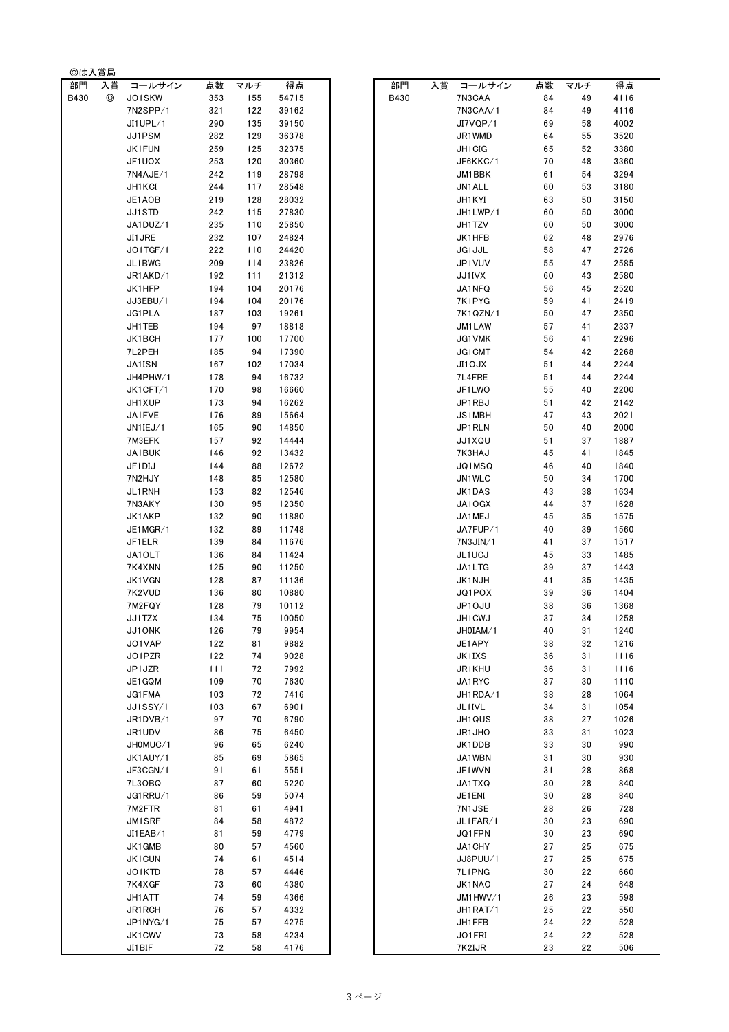◎は入賞局

| 部門 | 入賞 | コールサイン | 点数 | マルチ | 得点 |
|---|---|---|---|---|---|
| B430 | ◎ | JO1SKW | 353 | 155 | 54715 |
| | | 7N2SPP/1 | 321 | 122 | 39162 |
| | | JI1UPL/1 | 290 | 135 | 39150 |
| | | JJ1PSM | 282 | 129 | 36378 |
| | | JK1FUN | 259 | 125 | 32375 |
| | | JF1UOX | 253 | 120 | 30360 |
| | | 7N4AJE/1 | 242 | 119 | 28798 |
| | | JH1KCI | 244 | 117 | 28548 |
| | | JE1AOB | 219 | 128 | 28032 |
| | | JJ1STD | 242 | 115 | 27830 |
| | | JA1DUZ/1 | 235 | 110 | 25850 |
| | | JI1JRE | 232 | 107 | 24824 |
| | | JO1TGF/1 | 222 | 110 | 24420 |
| | | JL1BWG | 209 | 114 | 23826 |
| | | JR1AKD/1 | 192 | 111 | 21312 |
| | | JK1HFP | 194 | 104 | 20176 |
| | | JJ3EBU/1 | 194 | 104 | 20176 |
| | | JG1PLA | 187 | 103 | 19261 |
| | | JH1TEB | 194 | 97 | 18818 |
| | | JK1BCH | 177 | 100 | 17700 |
| | | 7L2PEH | 185 | 94 | 17390 |
| | | JA1ISN | 167 | 102 | 17034 |
| | | JH4PHW/1 | 178 | 94 | 16732 |
| | | JK1CFT/1 | 170 | 98 | 16660 |
| | | JH1XUP | 173 | 94 | 16262 |
| | | JA1FVE | 176 | 89 | 15664 |
| | | JN1IEJ/1 | 165 | 90 | 14850 |
| | | 7M3EFK | 157 | 92 | 14444 |
| | | JA1BUK | 146 | 92 | 13432 |
| | | JF1DIJ | 144 | 88 | 12672 |
| | | 7N2HJY | 148 | 85 | 12580 |
| | | JL1RNH | 153 | 82 | 12546 |
| | | 7N3AKY | 130 | 95 | 12350 |
| | | JK1AKP | 132 | 90 | 11880 |
| | | JE1MGR/1 | 132 | 89 | 11748 |
| | | JF1ELR | 139 | 84 | 11676 |
| | | JA1OLT | 136 | 84 | 11424 |
| | | 7K4XNN | 125 | 90 | 11250 |
| | | JK1VGN | 128 | 87 | 11136 |
| | | 7K2VUD | 136 | 80 | 10880 |
| | | 7M2FQY | 128 | 79 | 10112 |
| | | JJ1TZX | 134 | 75 | 10050 |
| | | JJ1ONK | 126 | 79 | 9954 |
| | | JO1VAP | 122 | 81 | 9882 |
| | | JO1PZR | 122 | 74 | 9028 |
| | | JP1JZR | 111 | 72 | 7992 |
| | | JE1GQM | 109 | 70 | 7630 |
| | | JG1FMA | 103 | 72 | 7416 |
| | | JJ1SSY/1 | 103 | 67 | 6901 |
| | | JR1DVB/1 | 97 | 70 | 6790 |
| | | JR1UDV | 86 | 75 | 6450 |
| | | JH0MUC/1 | 96 | 65 | 6240 |
| | | JK1AUY/1 | 85 | 69 | 5865 |
| | | JF3CGN/1 | 91 | 61 | 5551 |
| | | 7L3OBQ | 87 | 60 | 5220 |
| | | JG1RRU/1 | 86 | 59 | 5074 |
| | | 7M2FTR | 81 | 61 | 4941 |
| | | JM1SRF | 84 | 58 | 4872 |
| | | JI1EAB/1 | 81 | 59 | 4779 |
| | | JK1GMB | 80 | 57 | 4560 |
| | | JK1CUN | 74 | 61 | 4514 |
| | | JO1KTD | 78 | 57 | 4446 |
| | | 7K4XGF | 73 | 60 | 4380 |
| | | JH1ATT | 74 | 59 | 4366 |
| | | JR1RCH | 76 | 57 | 4332 |
| | | JP1NYG/1 | 75 | 57 | 4275 |
| | | JK1CWV | 73 | 58 | 4234 |
| | | JI1BIF | 72 | 58 | 4176 |

| 部門 | 入賞 | コールサイン | 点数 | マルチ | 得点 |
|---|---|---|---|---|---|
| B430 | | 7N3CAA | 84 | 49 | 4116 |
| | | 7N3CAA/1 | 84 | 49 | 4116 |
| | | JI7VQP/1 | 69 | 58 | 4002 |
| | | JR1WMD | 64 | 55 | 3520 |
| | | JH1CIG | 65 | 52 | 3380 |
| | | JF6KKC/1 | 70 | 48 | 3360 |
| | | JM1BBK | 61 | 54 | 3294 |
| | | JN1ALL | 60 | 53 | 3180 |
| | | JH1KYI | 63 | 50 | 3150 |
| | | JH1LWP/1 | 60 | 50 | 3000 |
| | | JH1TZV | 60 | 50 | 3000 |
| | | JK1HFB | 62 | 48 | 2976 |
| | | JG1JJL | 58 | 47 | 2726 |
| | | JP1VUV | 55 | 47 | 2585 |
| | | JJ1IVX | 60 | 43 | 2580 |
| | | JA1NFQ | 56 | 45 | 2520 |
| | | 7K1PYG | 59 | 41 | 2419 |
| | | 7K1QZN/1 | 50 | 47 | 2350 |
| | | JM1LAW | 57 | 41 | 2337 |
| | | JG1VMK | 56 | 41 | 2296 |
| | | JG1CMT | 54 | 42 | 2268 |
| | | JI1OJX | 51 | 44 | 2244 |
| | | 7L4FRE | 51 | 44 | 2244 |
| | | JF1LWO | 55 | 40 | 2200 |
| | | JP1RBJ | 51 | 42 | 2142 |
| | | JS1MBH | 47 | 43 | 2021 |
| | | JP1RLN | 50 | 40 | 2000 |
| | | JJ1XQU | 51 | 37 | 1887 |
| | | 7K3HAJ | 45 | 41 | 1845 |
| | | JQ1MSQ | 46 | 40 | 1840 |
| | | JN1WLC | 50 | 34 | 1700 |
| | | JK1DAS | 43 | 38 | 1634 |
| | | JA1OGX | 44 | 37 | 1628 |
| | | JA1MEJ | 45 | 35 | 1575 |
| | | JA7FUP/1 | 40 | 39 | 1560 |
| | | 7N3JIN/1 | 41 | 37 | 1517 |
| | | JL1UCJ | 45 | 33 | 1485 |
| | | JA1LTG | 39 | 37 | 1443 |
| | | JK1NJH | 41 | 35 | 1435 |
| | | JQ1POX | 39 | 36 | 1404 |
| | | JP1OJU | 38 | 36 | 1368 |
| | | JH1CWJ | 37 | 34 | 1258 |
| | | JH0IAM/1 | 40 | 31 | 1240 |
| | | JE1APY | 38 | 32 | 1216 |
| | | JK1IXS | 36 | 31 | 1116 |
| | | JR1KHU | 36 | 31 | 1116 |
| | | JA1RYC | 37 | 30 | 1110 |
| | | JH1RDA/1 | 38 | 28 | 1064 |
| | | JL1IVL | 34 | 31 | 1054 |
| | | JH1QUS | 38 | 27 | 1026 |
| | | JR1JHO | 33 | 31 | 1023 |
| | | JK1DDB | 33 | 30 | 990 |
| | | JA1WBN | 31 | 30 | 930 |
| | | JF1WVN | 31 | 28 | 868 |
| | | JA1TXQ | 30 | 28 | 840 |
| | | JE1ENI | 30 | 28 | 840 |
| | | 7N1JSE | 28 | 26 | 728 |
| | | JL1FAR/1 | 30 | 23 | 690 |
| | | JQ1FPN | 30 | 23 | 690 |
| | | JA1CHY | 27 | 25 | 675 |
| | | JJ8PUU/1 | 27 | 25 | 675 |
| | | 7L1PNG | 30 | 22 | 660 |
| | | JK1NAO | 27 | 24 | 648 |
| | | JM1HWV/1 | 26 | 23 | 598 |
| | | JH1RAT/1 | 25 | 22 | 550 |
| | | JH1FFB | 24 | 22 | 528 |
| | | JO1FRI | 24 | 22 | 528 |
| | | 7K2IJR | 23 | 22 | 506 |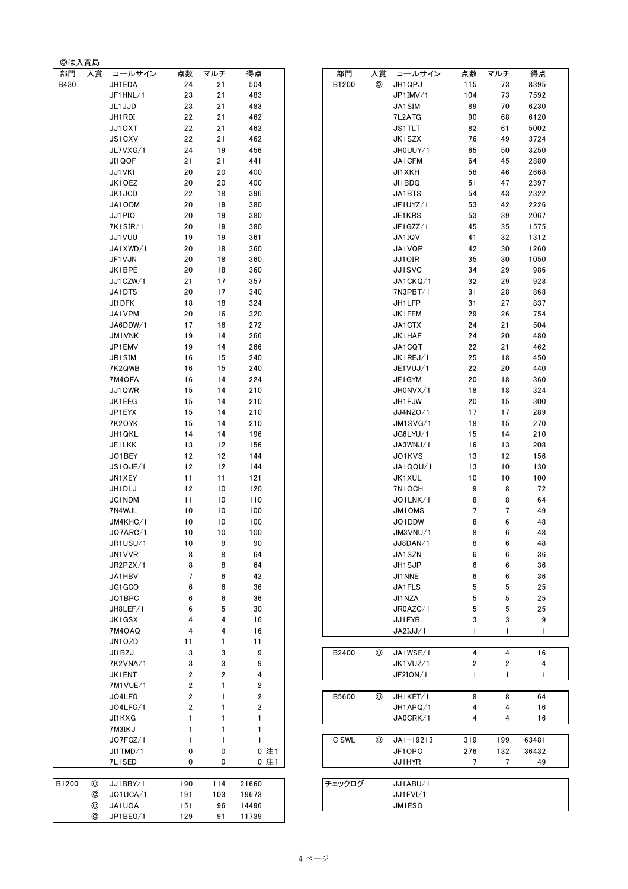◎は入賞局

| 部門 | 入賞 | コールサイン | 点数 | マルチ | 得点 |
|---|---|---|---|---|---|
| B430 | | JH1EDA | 24 | 21 | 504 |
| | | JF1HNL/1 | 23 | 21 | 483 |
| | | JL1JJD | 23 | 21 | 483 |
| | | JH1RDI | 22 | 21 | 462 |
| | | JJ1OXT | 22 | 21 | 462 |
| | | JS1CXV | 22 | 21 | 462 |
| | | JL7VXG/1 | 24 | 19 | 456 |
| | | JI1QOF | 21 | 21 | 441 |
| | | JJ1VKI | 20 | 20 | 400 |
| | | JK1OEZ | 20 | 20 | 400 |
| | | JK1JCD | 22 | 18 | 396 |
| | | JA1ODM | 20 | 19 | 380 |
| | | JJ1PIO | 20 | 19 | 380 |
| | | 7K1SIR/1 | 20 | 19 | 380 |
| | | JJ1VUU | 19 | 19 | 361 |
| | | JA1XWD/1 | 20 | 18 | 360 |
| | | JF1VJN | 20 | 18 | 360 |
| | | JK1BPE | 20 | 18 | 360 |
| | | JJ1CZW/1 | 21 | 17 | 357 |
| | | JA1DTS | 20 | 17 | 340 |
| | | JI1DFK | 18 | 18 | 324 |
| | | JA1VPM | 20 | 16 | 320 |
| | | JA6DDW/1 | 17 | 16 | 272 |
| | | JM1VNK | 19 | 14 | 266 |
| | | JP1EMV | 19 | 14 | 266 |
| | | JR1SIM | 16 | 15 | 240 |
| | | 7K2QWB | 16 | 15 | 240 |
| | | 7M4OFA | 16 | 14 | 224 |
| | | JJ1QWR | 15 | 14 | 210 |
| | | JK1EEG | 15 | 14 | 210 |
| | | JP1EYX | 15 | 14 | 210 |
| | | 7K2OYK | 15 | 14 | 210 |
| | | JH1QKL | 14 | 14 | 196 |
| | | JE1LKK | 13 | 12 | 156 |
| | | JO1BEY | 12 | 12 | 144 |
| | | JS1QJE/1 | 12 | 12 | 144 |
| | | JN1XEY | 11 | 11 | 121 |
| | | JH1DLJ | 12 | 10 | 120 |
| | | JG1NDM | 11 | 10 | 110 |
| | | 7N4WJL | 10 | 10 | 100 |
| | | JM4KHC/1 | 10 | 10 | 100 |
| | | JQ7ARC/1 | 10 | 10 | 100 |
| | | JR1USU/1 | 10 | 9 | 90 |
| | | JN1VVR | 8 | 8 | 64 |
| | | JR2PZX/1 | 8 | 8 | 64 |
| | | JA1HBV | 7 | 6 | 42 |
| | | JG1GCO | 6 | 6 | 36 |
| | | JQ1BPC | 6 | 6 | 36 |
| | | JH8LEF/1 | 6 | 5 | 30 |
| | | JK1GSX | 4 | 4 | 16 |
| | | 7M4OAQ | 4 | 4 | 16 |
| | | JN1OZD | 11 | 1 | 11 |
| | | JI1BZJ | 3 | 3 | 9 |
| | | 7K2VNA/1 | 3 | 3 | 9 |
| | | JK1ENT | 2 | 2 | 4 |
| | | 7M1VUE/1 | 2 | 1 | 2 |
| | | JO4LFG | 2 | 1 | 2 |
| | | JO4LFG/1 | 2 | 1 | 2 |
| | | JI1KXG | 1 | 1 | 1 |
| | | 7M3IKJ | 1 | 1 | 1 |
| | | JO7FGZ/1 | 1 | 1 | 1 |
| | | JI1TMD/1 | 0 | 0 | 0 注1 |
| | | 7L1SED | 0 | 0 | 0 注1 |

| 部門 | 入賞 | コールサイン | 点数 | マルチ | 得点 |
|---|---|---|---|---|---|
| B1200 | ◎ | JJ1BBY/1 | 190 | 114 | 21660 |
| | ◎ | JQ1UCA/1 | 191 | 103 | 19673 |
| | ◎ | JA1UOA | 151 | 96 | 14496 |
| | ◎ | JP1BEG/1 | 129 | 91 | 11739 |
| | ◎ | JH1QPJ | 115 | 73 | 8395 |
| | | JP1IMV/1 | 104 | 73 | 7592 |
| | | JA1SIM | 89 | 70 | 6230 |
| | | 7L2ATG | 90 | 68 | 6120 |
| | | JS1TLT | 82 | 61 | 5002 |
| | | JK1SZX | 76 | 49 | 3724 |
| | | JH0UUY/1 | 65 | 50 | 3250 |
| | | JA1CFM | 64 | 45 | 2880 |
| | | JI1XKH | 58 | 46 | 2668 |
| | | JI1BDQ | 51 | 47 | 2397 |
| | | JA1BTS | 54 | 43 | 2322 |
| | | JF1UYZ/1 | 53 | 42 | 2226 |
| | | JE1KRS | 53 | 39 | 2067 |
| | | JF1GZZ/1 | 45 | 35 | 1575 |
| | | JA1IQV | 41 | 32 | 1312 |
| | | JA1VQP | 42 | 30 | 1260 |
| | | JJ1OIR | 35 | 30 | 1050 |
| | | JJ1SVC | 34 | 29 | 986 |
| | | JA1CKQ/1 | 32 | 29 | 928 |
| | | 7N3PBT/1 | 31 | 28 | 868 |
| | | JH1LFP | 31 | 27 | 837 |
| | | JK1FEM | 29 | 26 | 754 |
| | | JA1CTX | 24 | 21 | 504 |
| | | JK1HAF | 24 | 20 | 480 |
| | | JA1CQT | 22 | 21 | 462 |
| | | JK1REJ/1 | 25 | 18 | 450 |
| | | JE1VUJ/1 | 22 | 20 | 440 |
| | | JE1GYM | 20 | 18 | 360 |
| | | JH0NVX/1 | 18 | 18 | 324 |
| | | JH1FJW | 20 | 15 | 300 |
| | | JJ4NZO/1 | 17 | 17 | 289 |
| | | JM1SVG/1 | 18 | 15 | 270 |
| | | JG6LYU/1 | 15 | 14 | 210 |
| | | JA3WNJ/1 | 16 | 13 | 208 |
| | | JO1KVS | 13 | 12 | 156 |
| | | JA1QQU/1 | 13 | 10 | 130 |
| | | JK1XUL | 10 | 10 | 100 |
| | | 7N1OCH | 9 | 8 | 72 |
| | | JO1LNK/1 | 8 | 8 | 64 |
| | | JM1OMS | 7 | 7 | 49 |
| | | JO1DDW | 8 | 6 | 48 |
| | | JM3VNU/1 | 8 | 6 | 48 |
| | | JJ8DAN/1 | 8 | 6 | 48 |
| | | JA1SZN | 6 | 6 | 36 |
| | | JH1SJP | 6 | 6 | 36 |
| | | JI1NNE | 6 | 6 | 36 |
| | | JA1FLS | 5 | 5 | 25 |
| | | JI1NZA | 5 | 5 | 25 |
| | | JR0AZC/1 | 5 | 5 | 25 |
| | | JJ1FYB | 3 | 3 | 9 |
| | | JA2IJJ/1 | 1 | 1 | 1 |

| 部門 | 入賞 | コールサイン | 点数 | マルチ | 得点 |
|---|---|---|---|---|---|
| B2400 | ◎ | JA1WSE/1 | 4 | 4 | 16 |
| | | JK1VUZ/1 | 2 | 2 | 4 |
| | | JF2ION/1 | 1 | 1 | 1 |

| 部門 | 入賞 | コールサイン | 点数 | マルチ | 得点 |
|---|---|---|---|---|---|
| B5600 | ◎ | JH1KET/1 | 8 | 8 | 64 |
| | | JH1APQ/1 | 4 | 4 | 16 |
| | | JA0CRK/1 | 4 | 4 | 16 |

| 部門 | 入賞 | コールサイン | 点数 | マルチ | 得点 |
|---|---|---|---|---|---|
| C SWL | ◎ | JA1-19213 | 319 | 199 | 63481 |
| | | JF1OPO | 276 | 132 | 36432 |
| | | JJ1HYR | 7 | 7 | 49 |

| 部門 | 入賞 | コールサイン | 点数 | マルチ | 得点 |
|---|---|---|---|---|---|
| チェックログ | | JJ1ABU/1 | | | |
| | | JJ1FVI/1 | | | |
| | | JM1ESG | | | |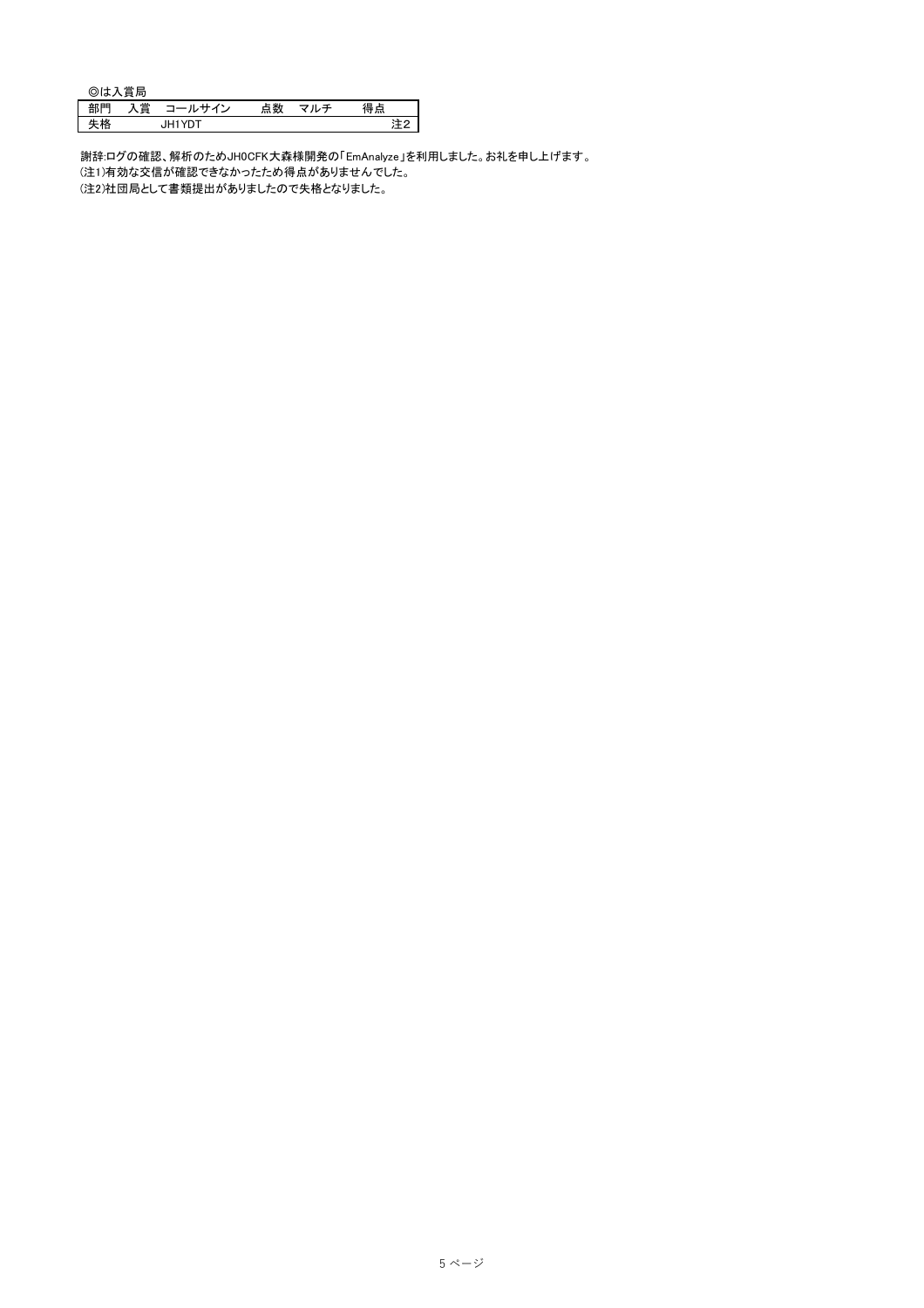◎は入賞局

| 部門 | 入賞 | コールサイン | 点数 | マルチ | 得点 |
| --- | --- | --- | --- | --- | --- |
| 失格 | | JH1YDT | | | 注2 |

謝辞:ログの確認、解析のためJH0CFK大森様開発の「EmAnalyze」を利用しました。お礼を申し上げます。
(注1)有効な交信が確認できなかったため得点がありませんでした。
(注2)社団局として書類提出がありましたので失格となりました。